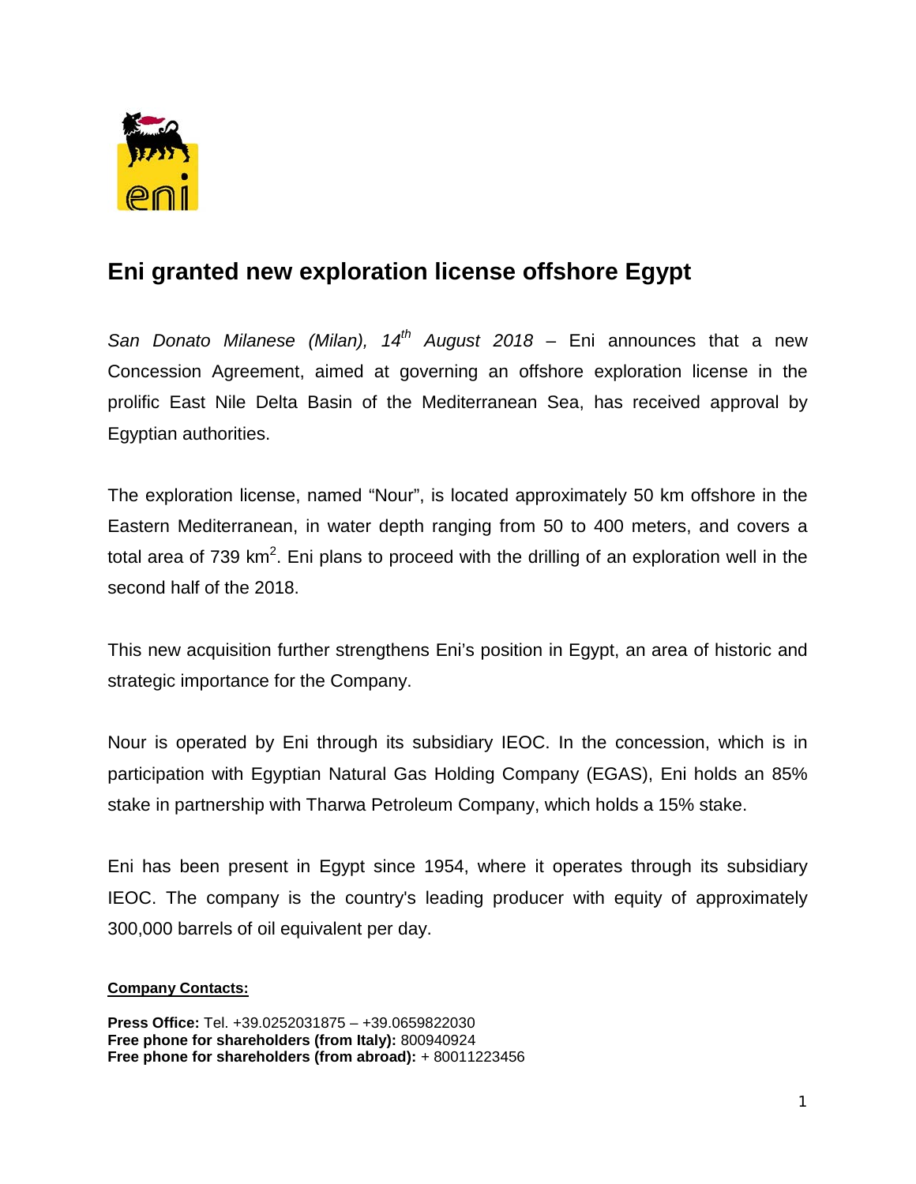# Eni granted new exploration license offshore Egypt

*San Donato Milanese (Milan), 14th August 2018* – Eni announces that a new Concession Agreement, aimed at governing an offshore exploration license in the prolific East Nile Delta Basin of the Mediterranean Sea, has received approval by Egyptian authorities.

The exploration license, named "Nour", is located approximately 50 km offshore in the Eastern Mediterranean, in water depth ranging from 50 to 400 meters, and covers a total area of 739 $km^2$. Eni plans to proceed with the drilling of an exploration well in the second half of the 2018.

This new acquisition further strengthens Eni's position in Egypt, an area of historic and strategic importance for the Company.

Nour is operated by Eni through its subsidiary IEOC. In the concession, which is in participation with Egyptian Natural Gas Holding Company (EGAS), Eni holds an 85% stake in partnership with Tharwa Petroleum Company, which holds a 15% stake.

Eni has been present in Egypt since 1954, where it operates through its subsidiary IEOC. The company is the country's leading producer with equity of approximately 300,000 barrels of oil equivalent per day.

**Company Contacts:**

**Press Office:** Tel. +39.0252031875 – +39.0659822030
**Free phone for shareholders (from Italy):** 800940924
**Free phone for shareholders (from abroad):** + 80011223456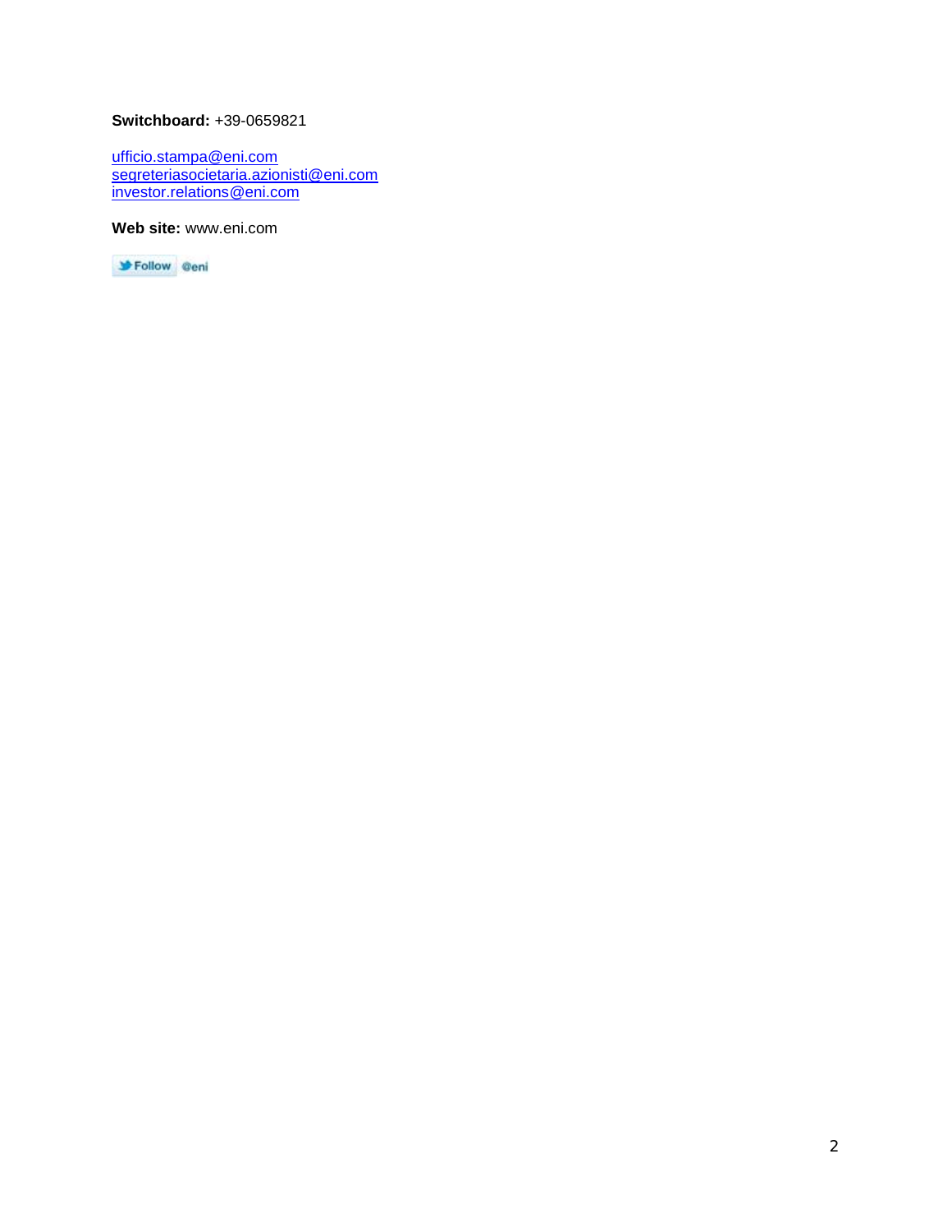**Switchboard:** +39-0659821

ufficio.stampa@eni.com
segreteriasocietaria.azionisti@eni.com
investor.relations@eni.com

**Web site:** www.eni.com

Follow @eni